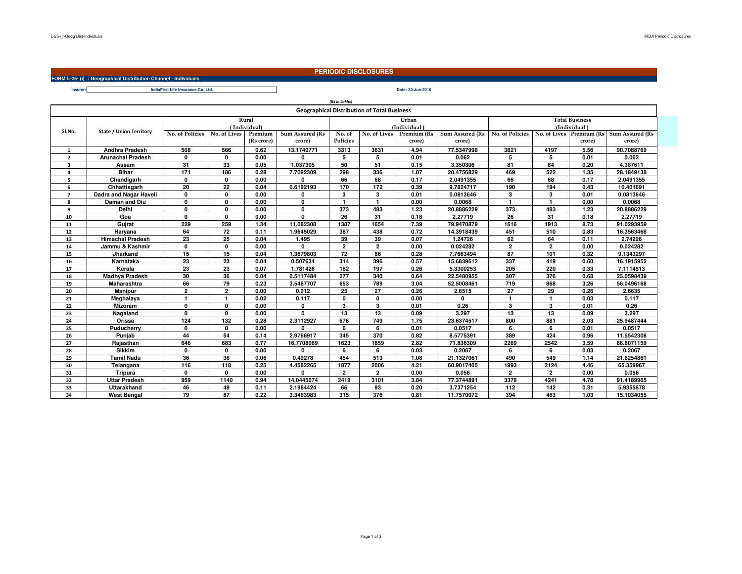# PERIODIC DISCLOSURES

**FORM L-25- (i) : Geographical Distribution Channel - Individuals**

**Insurer:** IndiaFirst Life Insurance Co. Ltd.

**Date: 30-Jun-2016**

*(Rs in Lakhs)*

## Geographical Distribution of Total Business

| Sl.No. | State / Union Territory | Rural (Individual) | | | | Urban (Individual) | | | | Total Business (Individual) | | | |
|---|---|---|---|---|---|---|---|---|---|---|---|---|---|
| | | No. of Policies | No. of Lives | Premium (Rs crore) | Sum Assured (Rs crore) | No. of Policies | No. of Lives | Premium (Rs crore) | Sum Assured (Rs crore) | No. of Policies | No. of Lives | Premium (Rs crore) | Sum Assured (Rs crore) |
| 1 | Andhra Pradesh | 508 | 566 | 0.62 | 13.1740771 | 3313 | 3631 | 4.94 | 77.5347998 | 3821 | 4197 | 5.56 | 90.7088769 |
| 2 | Arunachal Pradesh | 0 | 0 | 0.00 | 0 | 5 | 5 | 0.01 | 0.062 | 5 | 5 | 0.01 | 0.062 |
| 3 | Assam | 31 | 33 | 0.05 | 1.037305 | 50 | 51 | 0.15 | 3.350306 | 81 | 84 | 0.20 | 4.387611 |
| 4 | Bihar | 171 | 186 | 0.28 | 7.7092309 | 298 | 336 | 1.07 | 20.4756829 | 469 | 522 | 1.35 | 28.1849138 |
| 5 | Chandigarh | 0 | 0 | 0.00 | 0 | 66 | 68 | 0.17 | 2.0491355 | 66 | 68 | 0.17 | 2.0491355 |
| 6 | Chhattisgarh | 20 | 22 | 0.04 | 0.6192193 | 170 | 172 | 0.39 | 9.7824717 | 190 | 194 | 0.43 | 10.401691 |
| 7 | Dadra and Nagar Haveli | 0 | 0 | 0.00 | 0 | 3 | 3 | 0.01 | 0.0813646 | 3 | 3 | 0.01 | 0.0813646 |
| 8 | Daman and Diu | 0 | 0 | 0.00 | 0 | 1 | 1 | 0.00 | 0.0068 | 1 | 1 | 0.00 | 0.0068 |
| 9 | Delhi | 0 | 0 | 0.00 | 0 | 373 | 483 | 1.23 | 20.8886229 | 373 | 483 | 1.23 | 20.8886229 |
| 10 | Goa | 0 | 0 | 0.00 | 0 | 26 | 31 | 0.18 | 2.27719 | 26 | 31 | 0.18 | 2.27719 |
| 11 | Gujrat | 229 | 259 | 1.34 | 11.082308 | 1387 | 1654 | 7.39 | 79.9470879 | 1616 | 1913 | 8.73 | 91.0293959 |
| 12 | Haryana | 64 | 72 | 0.11 | 1.9645029 | 387 | 438 | 0.72 | 14.3918439 | 451 | 510 | 0.83 | 16.3563468 |
| 13 | Himachal Pradesh | 23 | 25 | 0.04 | 1.495 | 39 | 39 | 0.07 | 1.24726 | 62 | 64 | 0.11 | 2.74226 |
| 14 | Jammu & Kashmir | 0 | 0 | 0.00 | 0 | 2 | 2 | 0.00 | 0.024282 | 2 | 2 | 0.00 | 0.024282 |
| 15 | Jharkand | 15 | 15 | 0.04 | 1.3679803 | 72 | 86 | 0.28 | 7.7663494 | 87 | 101 | 0.32 | 9.1343297 |
| 16 | Karnataka | 23 | 23 | 0.04 | 0.507634 | 314 | 396 | 0.57 | 15.6839612 | 337 | 419 | 0.60 | 16.1915952 |
| 17 | Kerala | 23 | 23 | 0.07 | 1.781426 | 182 | 197 | 0.26 | 5.3300253 | 205 | 220 | 0.33 | 7.1114513 |
| 18 | Madhya Pradesh | 30 | 36 | 0.04 | 0.5117484 | 277 | 340 | 0.64 | 22.5480955 | 307 | 376 | 0.68 | 23.0598439 |
| 19 | Maharashtra | 66 | 79 | 0.23 | 3.5487707 | 653 | 789 | 3.04 | 52.5008461 | 719 | 868 | 3.26 | 56.0496168 |
| 20 | Manipur | 2 | 2 | 0.00 | 0.012 | 25 | 27 | 0.26 | 2.6515 | 27 | 29 | 0.26 | 2.6635 |
| 21 | Meghalaya | 1 | 1 | 0.02 | 0.117 | 0 | 0 | 0.00 | 0 | 1 | 1 | 0.03 | 0.117 |
| 22 | Mizoram | 0 | 0 | 0.00 | 0 | 3 | 3 | 0.01 | 0.26 | 3 | 3 | 0.01 | 0.26 |
| 23 | Nagaland | 0 | 0 | 0.00 | 0 | 13 | 13 | 0.09 | 3.297 | 13 | 13 | 0.09 | 3.297 |
| 24 | Orissa | 124 | 132 | 0.28 | 2.3112927 | 676 | 749 | 1.75 | 23.6374517 | 800 | 881 | 2.03 | 25.9487444 |
| 25 | Puducherry | 0 | 0 | 0.00 | 0 | 6 | 6 | 0.01 | 0.0517 | 6 | 6 | 0.01 | 0.0517 |
| 26 | Punjab | 44 | 54 | 0.14 | 2.9766917 | 345 | 370 | 0.82 | 8.5775391 | 389 | 424 | 0.96 | 11.5542308 |
| 27 | Rajasthan | 646 | 683 | 0.77 | 16.7708069 | 1623 | 1859 | 2.82 | 71.836309 | 2269 | 2542 | 3.59 | 88.6071159 |
| 28 | Sikkim | 0 | 0 | 0.00 | 0 | 6 | 6 | 0.03 | 0.2067 | 6 | 6 | 0.03 | 0.2067 |
| 29 | Tamil Nadu | 36 | 36 | 0.06 | 0.49278 | 454 | 513 | 1.08 | 21.1327061 | 490 | 549 | 1.14 | 21.6254861 |
| 30 | Telangana | 116 | 118 | 0.25 | 4.4582265 | 1877 | 2006 | 4.21 | 60.9017405 | 1993 | 2124 | 4.46 | 65.359967 |
| 31 | Tripura | 0 | 0 | 0.00 | 0 | 2 | 2 | 0.00 | 0.056 | 2 | 2 | 0.00 | 0.056 |
| 32 | Uttar Pradesh | 959 | 1140 | 0.94 | 14.0445074 | 2419 | 3101 | 3.84 | 77.3744891 | 3378 | 4241 | 4.78 | 91.4189965 |
| 33 | Uttarakhand | 46 | 49 | 0.11 | 2.1984424 | 66 | 93 | 0.20 | 3.7371254 | 112 | 142 | 0.31 | 5.9355678 |
| 34 | West Bengal | 79 | 87 | 0.22 | 3.3463983 | 315 | 376 | 0.81 | 11.7570072 | 394 | 463 | 1.03 | 15.1034055 |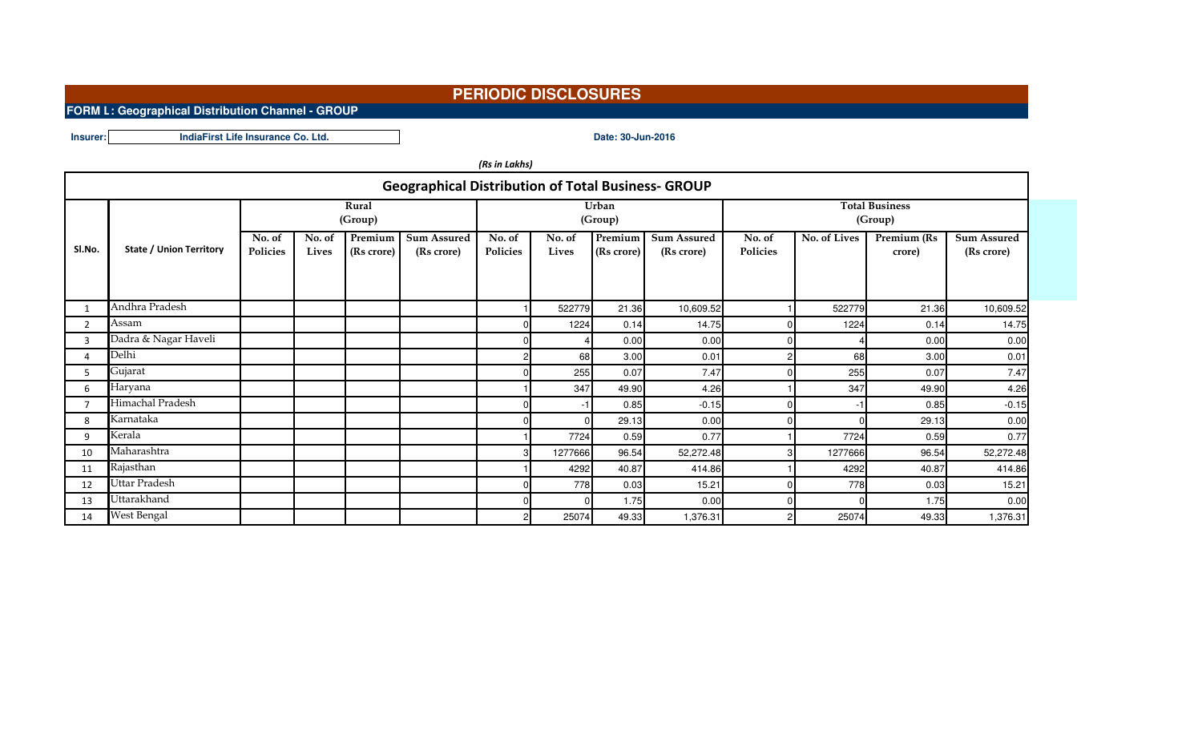# PERIODIC DISCLOSURES

## FORM L : Geographical Distribution Channel - GROUP

**Insurer:** IndiaFirst Life Insurance Co. Ltd.

**Date: 30-Jun-2016**

*(Rs in Lakhs)*

### Geographical Distribution of Total Business- GROUP

| Sl.No. | State / Union Territory | Rural (Group) | | | | Urban (Group) | | | | Total Business (Group) | | | |
|---|---|---|---|---|---|---|---|---|---|---|---|---|---|
| | | No. of Policies | No. of Lives | Premium (Rs crore) | Sum Assured (Rs crore) | No. of Policies | No. of Lives | Premium (Rs crore) | Sum Assured (Rs crore) | No. of Policies | No. of Lives | Premium (Rs crore) | Sum Assured (Rs crore) |
| 1 | Andhra Pradesh | | | | | 1 | 522779 | 21.36 | 10,609.52 | 1 | 522779 | 21.36 | 10,609.52 |
| 2 | Assam | | | | | 0 | 1224 | 0.14 | 14.75 | 0 | 1224 | 0.14 | 14.75 |
| 3 | Dadra & Nagar Haveli | | | | | 0 | 4 | 0.00 | 0.00 | 0 | 4 | 0.00 | 0.00 |
| 4 | Delhi | | | | | 2 | 68 | 3.00 | 0.01 | 2 | 68 | 3.00 | 0.01 |
| 5 | Gujarat | | | | | 0 | 255 | 0.07 | 7.47 | 0 | 255 | 0.07 | 7.47 |
| 6 | Haryana | | | | | 1 | 347 | 49.90 | 4.26 | 1 | 347 | 49.90 | 4.26 |
| 7 | Himachal Pradesh | | | | | 0 | -1 | 0.85 | -0.15 | 0 | -1 | 0.85 | -0.15 |
| 8 | Karnataka | | | | | 0 | 0 | 29.13 | 0.00 | 0 | 0 | 29.13 | 0.00 |
| 9 | Kerala | | | | | 1 | 7724 | 0.59 | 0.77 | 1 | 7724 | 0.59 | 0.77 |
| 10 | Maharashtra | | | | | 3 | 1277666 | 96.54 | 52,272.48 | 3 | 1277666 | 96.54 | 52,272.48 |
| 11 | Rajasthan | | | | | 1 | 4292 | 40.87 | 414.86 | 1 | 4292 | 40.87 | 414.86 |
| 12 | Uttar Pradesh | | | | | 0 | 778 | 0.03 | 15.21 | 0 | 778 | 0.03 | 15.21 |
| 13 | Uttarakhand | | | | | 0 | 0 | 1.75 | 0.00 | 0 | 0 | 1.75 | 0.00 |
| 14 | West Bengal | | | | | 2 | 25074 | 49.33 | 1,376.31 | 2 | 25074 | 49.33 | 1,376.31 |